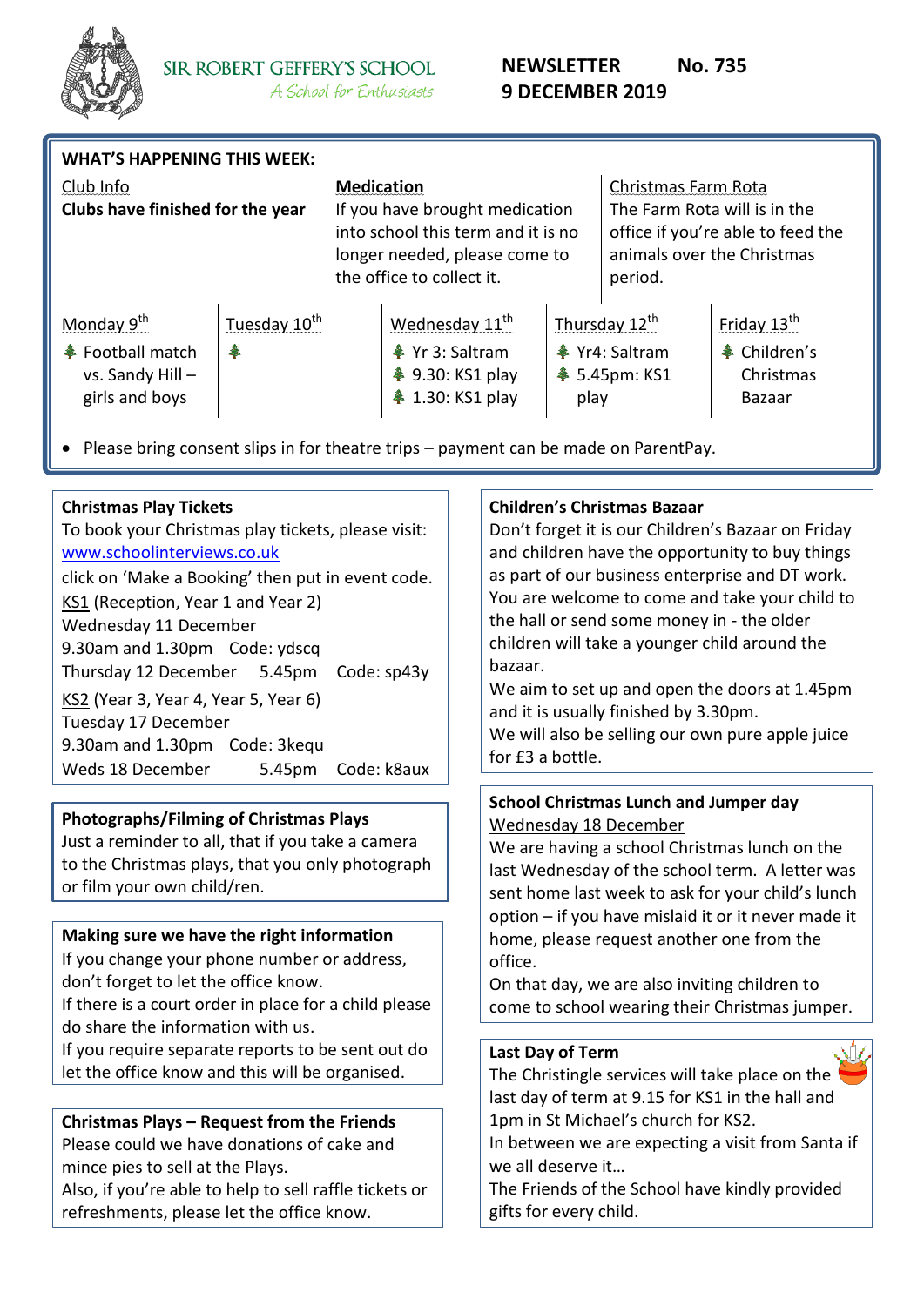# SIR ROBERT GEFFERY'S SCHOOL

*A School for Enthusiasts*

**NEWSLETTER No. 735**
**9 DECEMBER 2019**

## WHAT'S HAPPENING THIS WEEK:

**Club Info**
**Clubs have finished for the year**

**Medication**
If you have brought medication into school this term and it is no longer needed, please come to the office to collect it.

**Christmas Farm Rota**
The Farm Rota will is in the office if you're able to feed the animals over the Christmas period.

| Monday 9th | Tuesday 10th | Wednesday 11th | Thursday 12th | Friday 13th |
|---|---|---|---|---|
| Football match vs. Sandy Hill – girls and boys | | Yr 3: Saltram<br>9.30: KS1 play<br>1.30: KS1 play | Yr4: Saltram<br>5.45pm: KS1 play | Children's Christmas Bazaar |

- Please bring consent slips in for theatre trips – payment can be made on ParentPay.

### Christmas Play Tickets

To book your Christmas play tickets, please visit: www.schoolinterviews.co.uk
click on 'Make a Booking' then put in event code.

KS1 (Reception, Year 1 and Year 2)
Wednesday 11 December
9.30am and 1.30pm Code: ydscq
Thursday 12 December 5.45pm Code: sp43y

KS2 (Year 3, Year 4, Year 5, Year 6)
Tuesday 17 December
9.30am and 1.30pm Code: 3kequ
Weds 18 December 5.45pm Code: k8aux

### Photographs/Filming of Christmas Plays

Just a reminder to all, that if you take a camera to the Christmas plays, that you only photograph or film your own child/ren.

### Making sure we have the right information

If you change your phone number or address, don't forget to let the office know.
If there is a court order in place for a child please do share the information with us.
If you require separate reports to be sent out do let the office know and this will be organised.

### Christmas Plays – Request from the Friends

Please could we have donations of cake and mince pies to sell at the Plays.
Also, if you're able to help to sell raffle tickets or refreshments, please let the office know.

### Children's Christmas Bazaar

Don't forget it is our Children's Bazaar on Friday and children have the opportunity to buy things as part of our business enterprise and DT work. You are welcome to come and take your child to the hall or send some money in - the older children will take a younger child around the bazaar.
We aim to set up and open the doors at 1.45pm and it is usually finished by 3.30pm.
We will also be selling our own pure apple juice for £3 a bottle.

### School Christmas Lunch and Jumper day

Wednesday 18 December

We are having a school Christmas lunch on the last Wednesday of the school term. A letter was sent home last week to ask for your child's lunch option – if you have mislaid it or it never made it home, please request another one from the office.
On that day, we are also inviting children to come to school wearing their Christmas jumper.

### Last Day of Term

The Christingle services will take place on the last day of term at 9.15 for KS1 in the hall and 1pm in St Michael's church for KS2.
In between we are expecting a visit from Santa if we all deserve it…
The Friends of the School have kindly provided gifts for every child.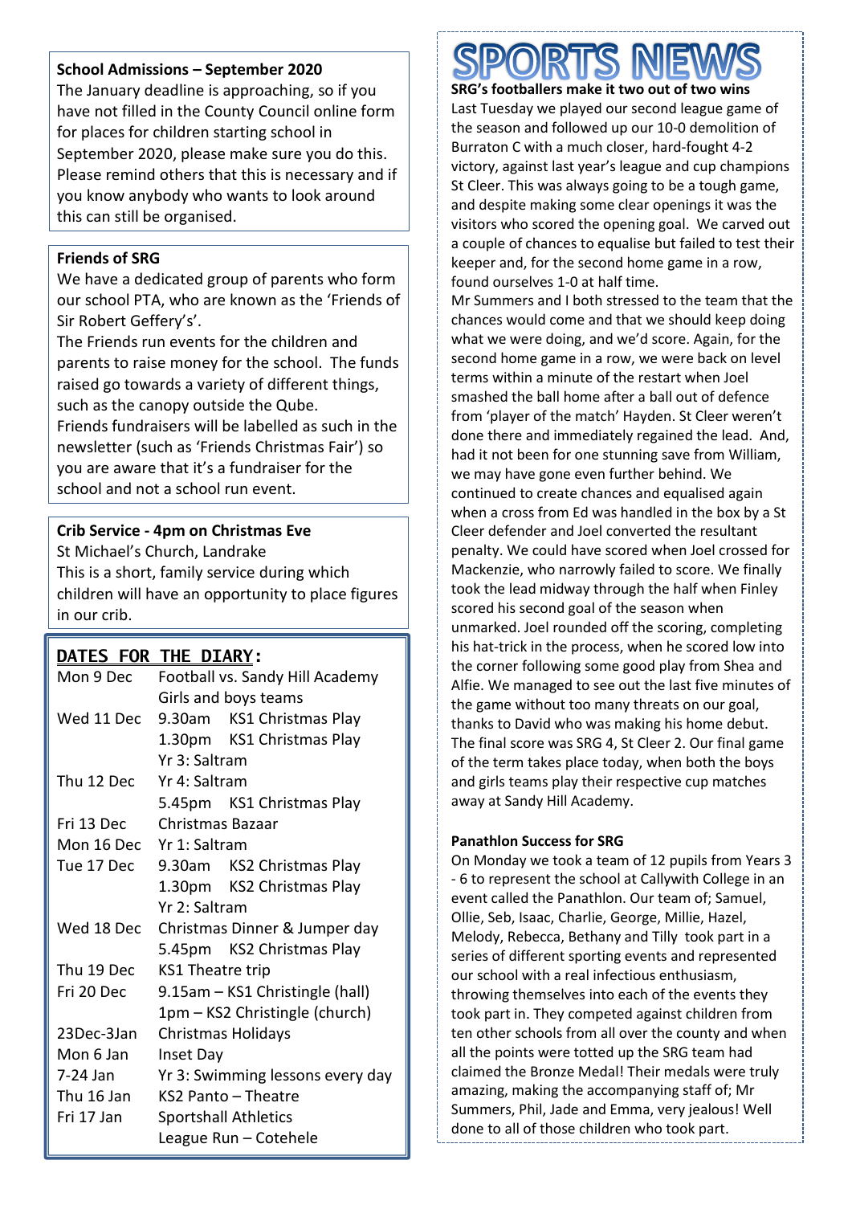**School Admissions – September 2020**

The January deadline is approaching, so if you have not filled in the County Council online form for places for children starting school in September 2020, please make sure you do this. Please remind others that this is necessary and if you know anybody who wants to look around this can still be organised.

**Friends of SRG**

We have a dedicated group of parents who form our school PTA, who are known as the 'Friends of Sir Robert Geffery's'.

The Friends run events for the children and parents to raise money for the school. The funds raised go towards a variety of different things, such as the canopy outside the Qube.

Friends fundraisers will be labelled as such in the newsletter (such as 'Friends Christmas Fair') so you are aware that it's a fundraiser for the school and not a school run event.

**Crib Service - 4pm on Christmas Eve**

St Michael's Church, Landrake

This is a short, family service during which children will have an opportunity to place figures in our crib.

## DATES FOR THE DIARY:

| | |
|---|---|
| Mon 9 Dec | Football vs. Sandy Hill Academy<br>Girls and boys teams |
| Wed 11 Dec | 9.30am KS1 Christmas Play<br>1.30pm KS1 Christmas Play<br>Yr 3: Saltram |
| Thu 12 Dec | Yr 4: Saltram<br>5.45pm KS1 Christmas Play |
| Fri 13 Dec | Christmas Bazaar |
| Mon 16 Dec | Yr 1: Saltram |
| Tue 17 Dec | 9.30am KS2 Christmas Play<br>1.30pm KS2 Christmas Play<br>Yr 2: Saltram |
| Wed 18 Dec | Christmas Dinner & Jumper day<br>5.45pm KS2 Christmas Play |
| Thu 19 Dec | KS1 Theatre trip |
| Fri 20 Dec | 9.15am – KS1 Christingle (hall)<br>1pm – KS2 Christingle (church) |
| 23Dec-3Jan | Christmas Holidays |
| Mon 6 Jan | Inset Day |
| 7-24 Jan | Yr 3: Swimming lessons every day |
| Thu 16 Jan | KS2 Panto – Theatre |
| Fri 17 Jan | Sportshall Athletics<br>League Run – Cotehele |

# SPORTS NEWS

**SRG's footballers make it two out of two wins**

Last Tuesday we played our second league game of the season and followed up our 10-0 demolition of Burraton C with a much closer, hard-fought 4-2 victory, against last year's league and cup champions St Cleer. This was always going to be a tough game, and despite making some clear openings it was the visitors who scored the opening goal. We carved out a couple of chances to equalise but failed to test their keeper and, for the second home game in a row, found ourselves 1-0 at half time.

Mr Summers and I both stressed to the team that the chances would come and that we should keep doing what we were doing, and we'd score. Again, for the second home game in a row, we were back on level terms within a minute of the restart when Joel smashed the ball home after a ball out of defence from 'player of the match' Hayden. St Cleer weren't done there and immediately regained the lead. And, had it not been for one stunning save from William, we may have gone even further behind. We continued to create chances and equalised again when a cross from Ed was handled in the box by a St Cleer defender and Joel converted the resultant penalty. We could have scored when Joel crossed for Mackenzie, who narrowly failed to score. We finally took the lead midway through the half when Finley scored his second goal of the season when unmarked. Joel rounded off the scoring, completing his hat-trick in the process, when he scored low into the corner following some good play from Shea and Alfie. We managed to see out the last five minutes of the game without too many threats on our goal, thanks to David who was making his home debut. The final score was SRG 4, St Cleer 2. Our final game of the term takes place today, when both the boys and girls teams play their respective cup matches away at Sandy Hill Academy.

**Panathlon Success for SRG**

On Monday we took a team of 12 pupils from Years 3 - 6 to represent the school at Callywith College in an event called the Panathlon. Our team of; Samuel, Ollie, Seb, Isaac, Charlie, George, Millie, Hazel, Melody, Rebecca, Bethany and Tilly took part in a series of different sporting events and represented our school with a real infectious enthusiasm, throwing themselves into each of the events they took part in. They competed against children from ten other schools from all over the county and when all the points were totted up the SRG team had claimed the Bronze Medal! Their medals were truly amazing, making the accompanying staff of; Mr Summers, Phil, Jade and Emma, very jealous! Well done to all of those children who took part.